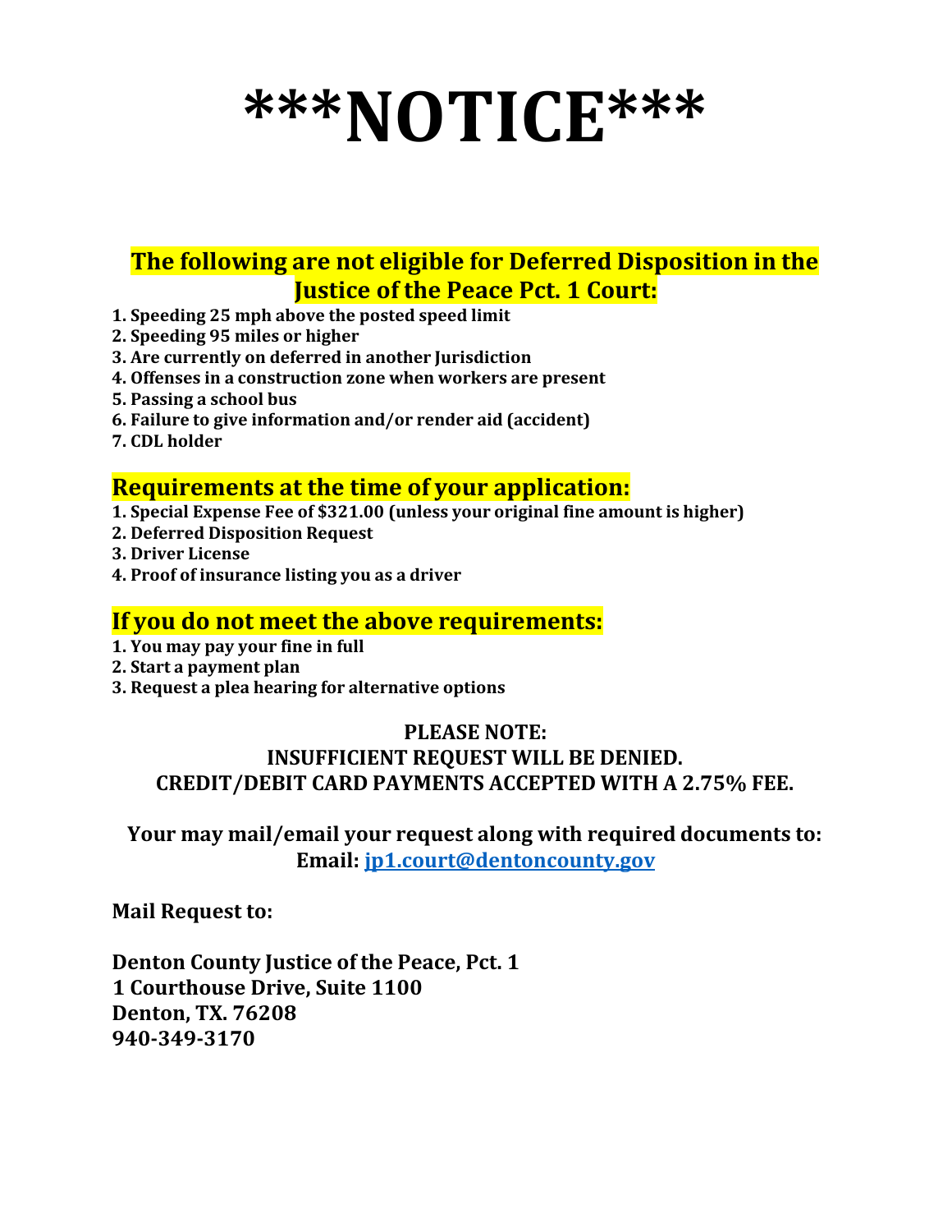# \*\*\*NOTICE\*\*\*

## The following are not eligible for Deferred Disposition in the Justice of the Peace Pct. 1 Court:

1. **Speeding 25 mph above the posted speed limit**
2. **Speeding 95 miles or higher**
3. **Are currently on deferred in another Jurisdiction**
4. **Offenses in a construction zone when workers are present**
5. **Passing a school bus**
6. **Failure to give information and/or render aid (accident)**
7. **CDL holder**

## Requirements at the time of your application:

1. **Special Expense Fee of $321.00 (unless your original fine amount is higher)**
2. **Deferred Disposition Request**
3. **Driver License**
4. **Proof of insurance listing you as a driver**

## If you do not meet the above requirements:

1. **You may pay your fine in full**
2. **Start a payment plan**
3. **Request a plea hearing for alternative options**

**PLEASE NOTE:**
**INSUFFICIENT REQUEST WILL BE DENIED.**
**CREDIT/DEBIT CARD PAYMENTS ACCEPTED WITH A 2.75% FEE.**

**Your may mail/email your request along with required documents to:**
**Email: jp1.court@dentoncounty.gov**

**Mail Request to:**

**Denton County Justice of the Peace, Pct. 1**
**1 Courthouse Drive, Suite 1100**
**Denton, TX. 76208**
**940-349-3170**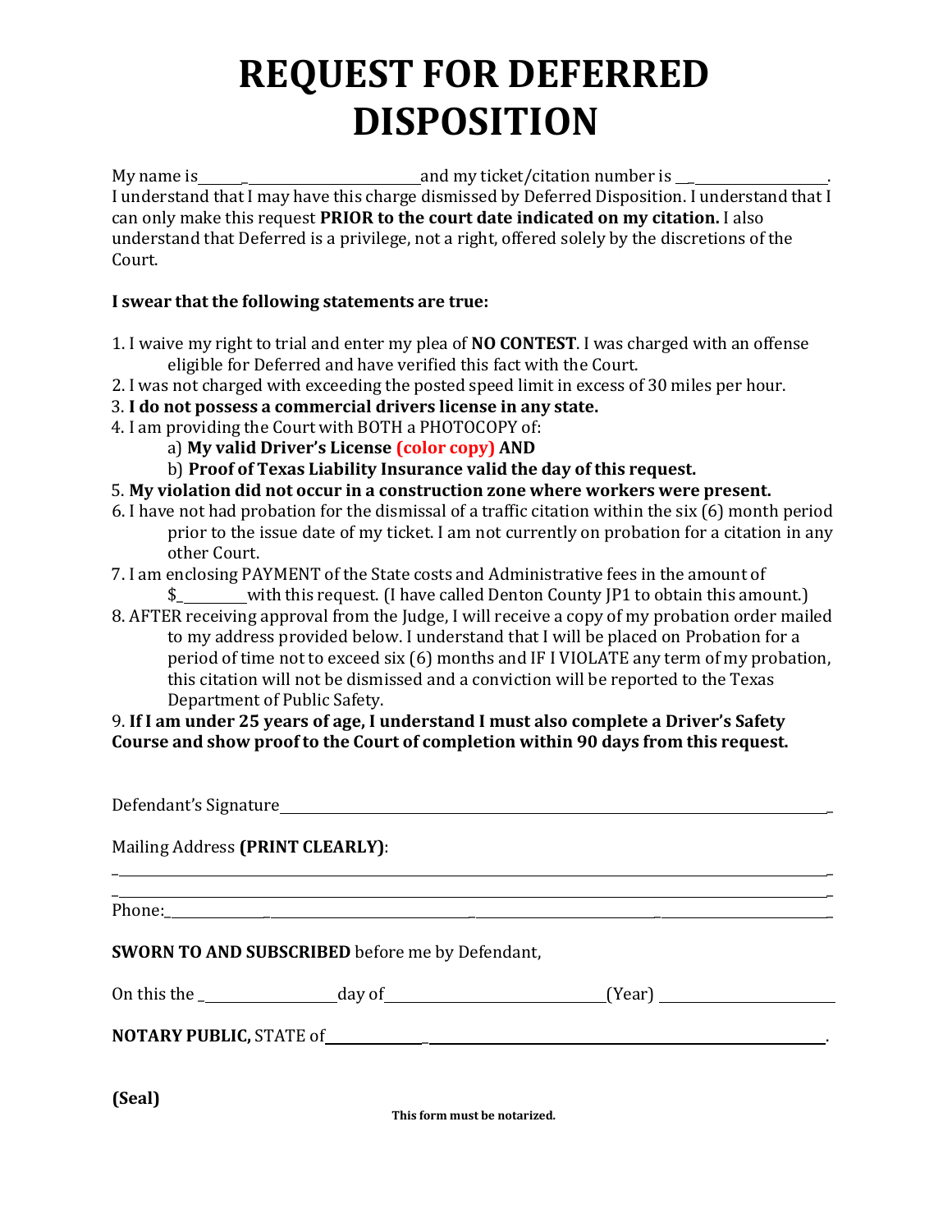// Request for Deferred Disposition form (Denton County JP1), page 2.
# REQUEST FOR DEFERRED DISPOSITION

My name is_______________________ and my ticket/citation number is ___________________. I understand that I may have this charge dismissed by Deferred Disposition. I understand that I can only make this request **PRIOR to the court date indicated on my citation.** I also understand that Deferred is a privilege, not a right, offered solely by the discretions of the Court.

**I swear that the following statements are true:**

1. I waive my right to trial and enter my plea of **NO CONTEST**. I was charged with an offense eligible for Deferred and have verified this fact with the Court.
2. I was not charged with exceeding the posted speed limit in excess of 30 miles per hour.
3. **I do not possess a commercial drivers license in any state.**
4. I am providing the Court with BOTH a PHOTOCOPY of:
   a) **My valid Driver's License (color copy) AND**
   b) **Proof of Texas Liability Insurance valid the day of this request.**
5. **My violation did not occur in a construction zone where workers were present.**
6. I have not had probation for the dismissal of a traffic citation within the six (6) month period prior to the issue date of my ticket. I am not currently on probation for a citation in any other Court.
7. I am enclosing PAYMENT of the State costs and Administrative fees in the amount of $_________ with this request. (I have called Denton County JP1 to obtain this amount.)
8. AFTER receiving approval from the Judge, I will receive a copy of my probation order mailed to my address provided below. I understand that I will be placed on Probation for a period of time not to exceed six (6) months and IF I VIOLATE any term of my probation, this citation will not be dismissed and a conviction will be reported to the Texas Department of Public Safety.
9. **If I am under 25 years of age, I understand I must also complete a Driver's Safety Course and show proof to the Court of completion within 90 days from this request.**

Defendant's Signature_____________________________________________

Mailing Address **(PRINT CLEARLY)**:

_______________________________________________________________

_______________________________________________________________

Phone:__________________________________________________________

**SWORN TO AND SUBSCRIBED** before me by Defendant,

On this the ____________ day of ____________________ (Year) ______________

**NOTARY PUBLIC,** STATE of_______________________________________________.

**(Seal)**

**This form must be notarized.**